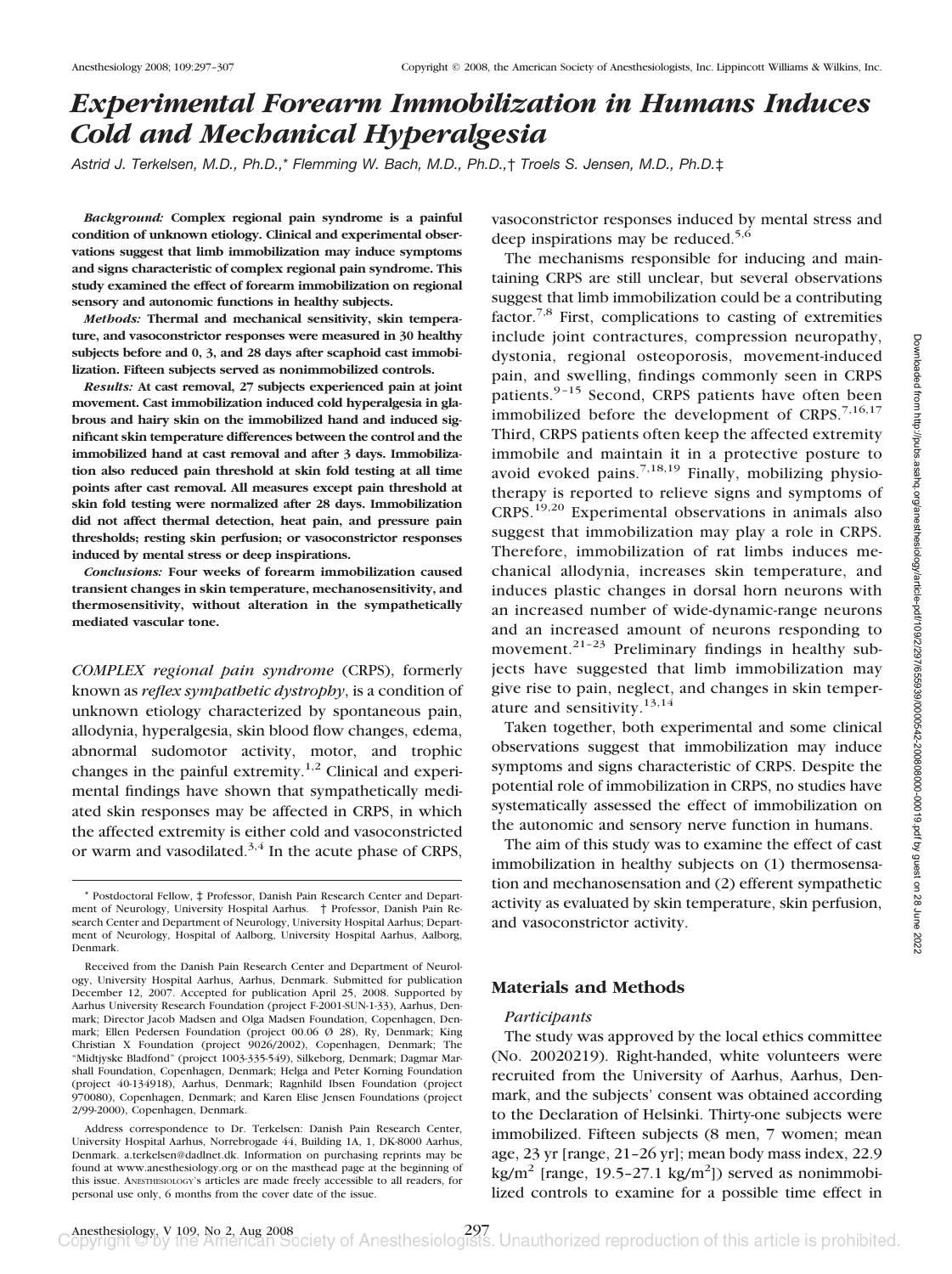# Experimental Forearm Immobilization in Humans Induces Cold and Mechanical Hyperalgesia

*Astrid J. Terkelsen, M.D., Ph.D.,\* Flemming W. Bach, M.D., Ph.D.,† Troels S. Jensen, M.D., Ph.D.‡*

***Background:*** **Complex regional pain syndrome is a painful condition of unknown etiology. Clinical and experimental observations suggest that limb immobilization may induce symptoms and signs characteristic of complex regional pain syndrome. This study examined the effect of forearm immobilization on regional sensory and autonomic functions in healthy subjects.**

***Methods:*** **Thermal and mechanical sensitivity, skin temperature, and vasoconstrictor responses were measured in 30 healthy subjects before and 0, 3, and 28 days after scaphoid cast immobilization. Fifteen subjects served as nonimmobilized controls.**

***Results:*** **At cast removal, 27 subjects experienced pain at joint movement. Cast immobilization induced cold hyperalgesia in glabrous and hairy skin on the immobilized hand and induced significant skin temperature differences between the control and the immobilized hand at cast removal and after 3 days. Immobilization also reduced pain threshold at skin fold testing at all time points after cast removal. All measures except pain threshold at skin fold testing were normalized after 28 days. Immobilization did not affect thermal detection, heat pain, and pressure pain thresholds; resting skin perfusion; or vasoconstrictor responses induced by mental stress or deep inspirations.**

***Conclusions:*** **Four weeks of forearm immobilization caused transient changes in skin temperature, mechanosensitivity, and thermosensitivity, without alteration in the sympathetically mediated vascular tone.**

*COMPLEX regional pain syndrome* (CRPS), formerly known as *reflex sympathetic dystrophy*, is a condition of unknown etiology characterized by spontaneous pain, allodynia, hyperalgesia, skin blood flow changes, edema, abnormal sudomotor activity, motor, and trophic changes in the painful extremity.[1,2] Clinical and experimental findings have shown that sympathetically mediated skin responses may be affected in CRPS, in which the affected extremity is either cold and vasoconstricted or warm and vasodilated.[3,4] In the acute phase of CRPS, vasoconstrictor responses induced by mental stress and deep inspirations may be reduced.[5,6]

The mechanisms responsible for inducing and maintaining CRPS are still unclear, but several observations suggest that limb immobilization could be a contributing factor.[7,8] First, complications to casting of extremities include joint contractures, compression neuropathy, dystonia, regional osteoporosis, movement-induced pain, and swelling, findings commonly seen in CRPS patients.[9–15] Second, CRPS patients have often been immobilized before the development of CRPS.[7,16,17] Third, CRPS patients often keep the affected extremity immobile and maintain it in a protective posture to avoid evoked pains.[7,18,19] Finally, mobilizing physiotherapy is reported to relieve signs and symptoms of CRPS.[19,20] Experimental observations in animals also suggest that immobilization may play a role in CRPS. Therefore, immobilization of rat limbs induces mechanical allodynia, increases skin temperature, and induces plastic changes in dorsal horn neurons with an increased number of wide-dynamic-range neurons and an increased amount of neurons responding to movement.[21–23] Preliminary findings in healthy subjects have suggested that limb immobilization may give rise to pain, neglect, and changes in skin temperature and sensitivity.[13,14]

Taken together, both experimental and some clinical observations suggest that immobilization may induce symptoms and signs characteristic of CRPS. Despite the potential role of immobilization in CRPS, no studies have systematically assessed the effect of immobilization on the autonomic and sensory nerve function in humans.

The aim of this study was to examine the effect of cast immobilization in healthy subjects on (1) thermosensation and mechanosensation and (2) efferent sympathetic activity as evaluated by skin temperature, skin perfusion, and vasoconstrictor activity.

## Materials and Methods

### Participants

The study was approved by the local ethics committee (No. 20020219). Right-handed, white volunteers were recruited from the University of Aarhus, Aarhus, Denmark, and the subjects' consent was obtained according to the Declaration of Helsinki. Thirty-one subjects were immobilized. Fifteen subjects (8 men, 7 women; mean age, 23 yr [range, 21–26 yr]; mean body mass index, 22.9 kg/m$^2$ [range, 19.5–27.1 kg/m$^2$]) served as nonimmobilized controls to examine for a possible time effect in

---

\* Postdoctoral Fellow, ‡ Professor, Danish Pain Research Center and Department of Neurology, University Hospital Aarhus. † Professor, Danish Pain Research Center and Department of Neurology, University Hospital Aarhus; Department of Neurology, Hospital of Aalborg, University Hospital Aarhus, Aalborg, Denmark.

Received from the Danish Pain Research Center and Department of Neurology, University Hospital Aarhus, Aarhus, Denmark. Submitted for publication December 12, 2007. Accepted for publication April 25, 2008. Supported by Aarhus University Research Foundation (project F-2001-SUN-1-33), Aarhus, Denmark; Director Jacob Madsen and Olga Madsen Foundation, Copenhagen, Denmark; Ellen Pedersen Foundation (project 00.06 Ø 28), Ry, Denmark; King Christian X Foundation (project 9026/2002), Copenhagen, Denmark; The "Midtjyske Bladfond" (project 1003-335-549), Silkeborg, Denmark; Dagmar Marshall Foundation, Copenhagen, Denmark; Helga and Peter Korning Foundation (project 40-134918), Aarhus, Denmark; Ragnhild Ibsen Foundation (project 970080), Copenhagen, Denmark; and Karen Elise Jensen Foundations (project 2/99-2000), Copenhagen, Denmark.

Address correspondence to Dr. Terkelsen: Danish Pain Research Center, University Hospital Aarhus, Norrebrogade 44, Building 1A, 1, DK-8000 Aarhus, Denmark. a.terkelsen@dadlnet.dk. Information on purchasing reprints may be found at www.anesthesiology.org or on the masthead page at the beginning of this issue. ANESTHESIOLOGY's articles are made freely accessible to all readers, for personal use only, 6 months from the cover date of the issue.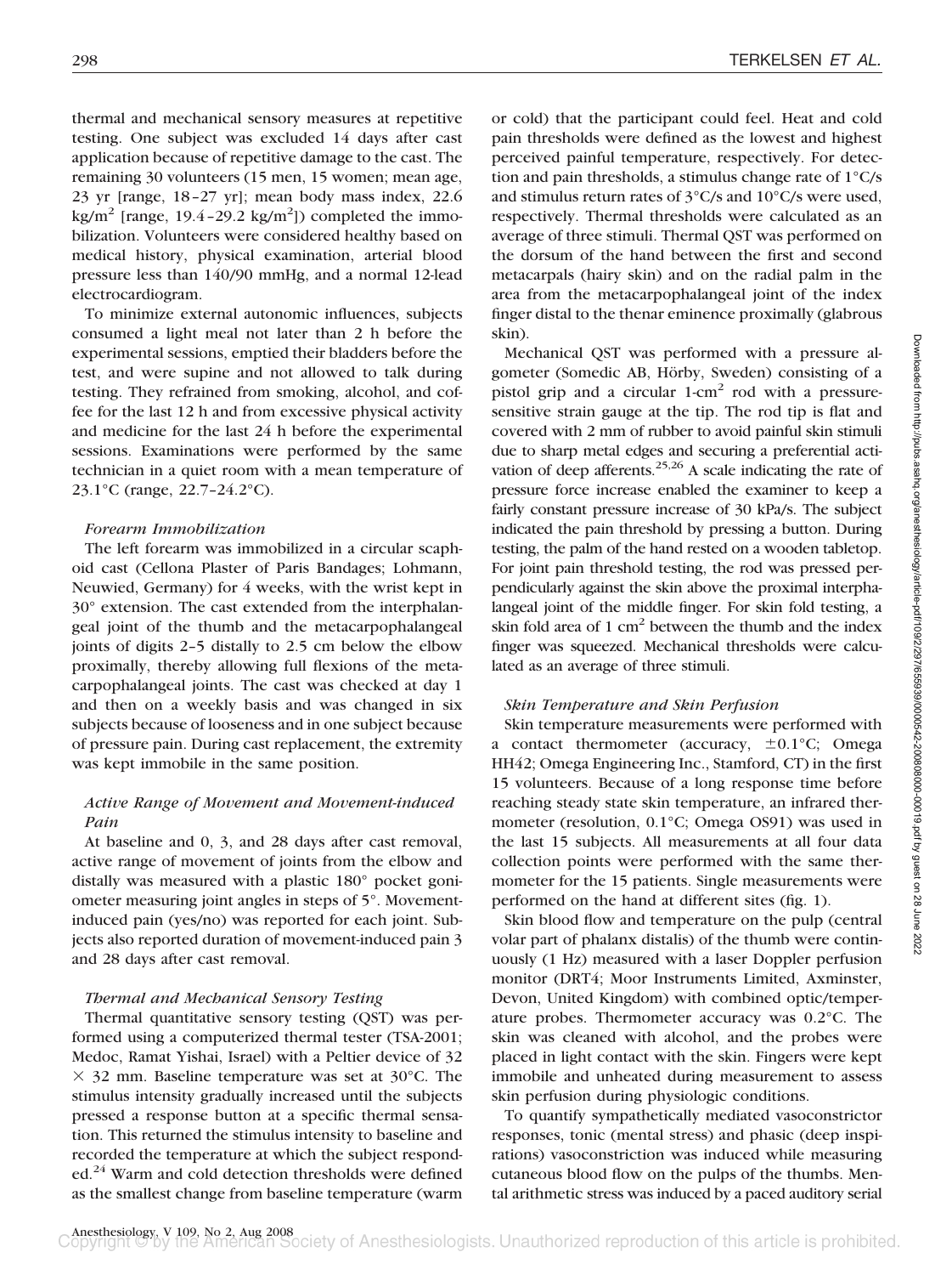thermal and mechanical sensory measures at repetitive testing. One subject was excluded 14 days after cast application because of repetitive damage to the cast. The remaining 30 volunteers (15 men, 15 women; mean age, 23 yr [range, 18–27 yr]; mean body mass index, 22.6 kg/m$^2$ [range, 19.4–29.2 kg/m$^2$]) completed the immobilization. Volunteers were considered healthy based on medical history, physical examination, arterial blood pressure less than 140/90 mmHg, and a normal 12-lead electrocardiogram.

To minimize external autonomic influences, subjects consumed a light meal not later than 2 h before the experimental sessions, emptied their bladders before the test, and were supine and not allowed to talk during testing. They refrained from smoking, alcohol, and coffee for the last 12 h and from excessive physical activity and medicine for the last 24 h before the experimental sessions. Examinations were performed by the same technician in a quiet room with a mean temperature of 23.1°C (range, 22.7–24.2°C).

### *Forearm Immobilization*

The left forearm was immobilized in a circular scaphoid cast (Cellona Plaster of Paris Bandages; Lohmann, Neuwied, Germany) for 4 weeks, with the wrist kept in 30° extension. The cast extended from the interphalangeal joint of the thumb and the metacarpophalangeal joints of digits 2–5 distally to 2.5 cm below the elbow proximally, thereby allowing full flexions of the metacarpophalangeal joints. The cast was checked at day 1 and then on a weekly basis and was changed in six subjects because of looseness and in one subject because of pressure pain. During cast replacement, the extremity was kept immobile in the same position.

### *Active Range of Movement and Movement-induced Pain*

At baseline and 0, 3, and 28 days after cast removal, active range of movement of joints from the elbow and distally was measured with a plastic 180° pocket goniometer measuring joint angles in steps of 5°. Movement-induced pain (yes/no) was reported for each joint. Subjects also reported duration of movement-induced pain 3 and 28 days after cast removal.

### *Thermal and Mechanical Sensory Testing*

Thermal quantitative sensory testing (QST) was performed using a computerized thermal tester (TSA-2001; Medoc, Ramat Yishai, Israel) with a Peltier device of 32 × 32 mm. Baseline temperature was set at 30°C. The stimulus intensity gradually increased until the subjects pressed a response button at a specific thermal sensation. This returned the stimulus intensity to baseline and recorded the temperature at which the subject responded.[24] Warm and cold detection thresholds were defined as the smallest change from baseline temperature (warm or cold) that the participant could feel. Heat and cold pain thresholds were defined as the lowest and highest perceived painful temperature, respectively. For detection and pain thresholds, a stimulus change rate of 1°C/s and stimulus return rates of 3°C/s and 10°C/s were used, respectively. Thermal thresholds were calculated as an average of three stimuli. Thermal QST was performed on the dorsum of the hand between the first and second metacarpals (hairy skin) and on the radial palm in the area from the metacarpophalangeal joint of the index finger distal to the thenar eminence proximally (glabrous skin).

Mechanical QST was performed with a pressure algometer (Somedic AB, Hörby, Sweden) consisting of a pistol grip and a circular 1-cm$^2$ rod with a pressure-sensitive strain gauge at the tip. The rod tip is flat and covered with 2 mm of rubber to avoid painful skin stimuli due to sharp metal edges and securing a preferential activation of deep afferents.[25,26] A scale indicating the rate of pressure force increase enabled the examiner to keep a fairly constant pressure increase of 30 kPa/s. The subject indicated the pain threshold by pressing a button. During testing, the palm of the hand rested on a wooden tabletop. For joint pain threshold testing, the rod was pressed perpendicularly against the skin above the proximal interphalangeal joint of the middle finger. For skin fold testing, a skin fold area of 1 cm$^2$ between the thumb and the index finger was squeezed. Mechanical thresholds were calculated as an average of three stimuli.

### *Skin Temperature and Skin Perfusion*

Skin temperature measurements were performed with a contact thermometer (accuracy, ±0.1°C; Omega HH42; Omega Engineering Inc., Stamford, CT) in the first 15 volunteers. Because of a long response time before reaching steady state skin temperature, an infrared thermometer (resolution, 0.1°C; Omega OS91) was used in the last 15 subjects. All measurements at all four data collection points were performed with the same thermometer for the 15 patients. Single measurements were performed on the hand at different sites (fig. 1).

Skin blood flow and temperature on the pulp (central volar part of phalanx distalis) of the thumb were continuously (1 Hz) measured with a laser Doppler perfusion monitor (DRT4; Moor Instruments Limited, Axminster, Devon, United Kingdom) with combined optic/temperature probes. Thermometer accuracy was 0.2°C. The skin was cleaned with alcohol, and the probes were placed in light contact with the skin. Fingers were kept immobile and unheated during measurement to assess skin perfusion during physiologic conditions.

To quantify sympathetically mediated vasoconstrictor responses, tonic (mental stress) and phasic (deep inspirations) vasoconstriction was induced while measuring cutaneous blood flow on the pulps of the thumbs. Mental arithmetic stress was induced by a paced auditory serial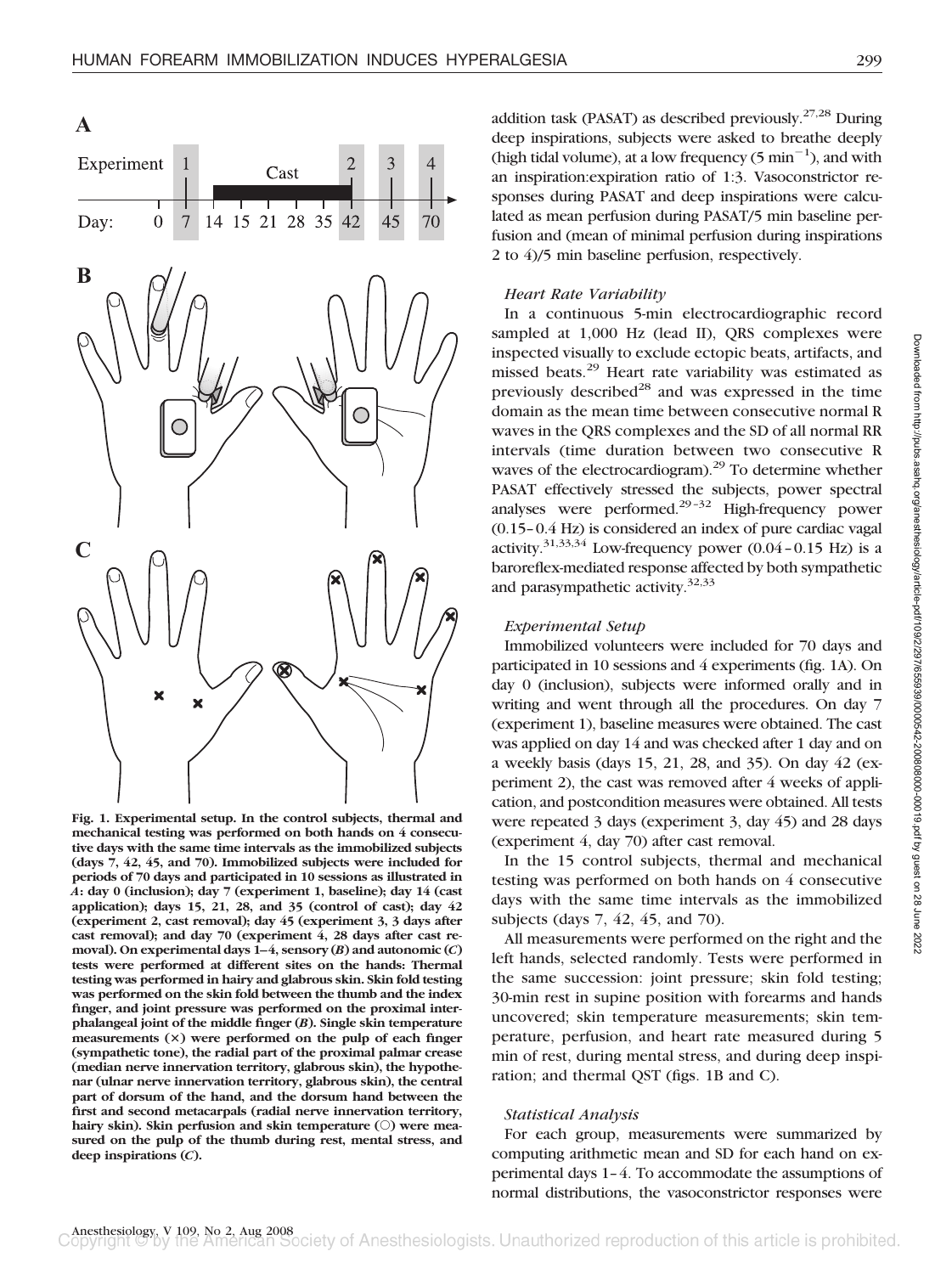Fig. 1. Experimental setup. In the control subjects, thermal and mechanical testing was performed on both hands on 4 consecutive days with the same time intervals as the immobilized subjects (days 7, 42, 45, and 70). Immobilized subjects were included for periods of 70 days and participated in 10 sessions as illustrated in *A*: day 0 (inclusion); day 7 (experiment 1, baseline); day 14 (cast application); days 15, 21, 28, and 35 (control of cast); day 42 (experiment 2, cast removal); day 45 (experiment 3, 3 days after cast removal); and day 70 (experiment 4, 28 days after cast removal). On experimental days 1–4, sensory (*B*) and autonomic (*C*) tests were performed at different sites on the hands: Thermal testing was performed in hairy and glabrous skin. Skin fold testing was performed on the skin fold between the thumb and the index finger, and joint pressure was performed on the proximal interphalangeal joint of the middle finger (*B*). Single skin temperature measurements (×) were performed on the pulp of each finger (sympathetic tone), the radial part of the proximal palmar crease (median nerve innervation territory, glabrous skin), the hypothenar (ulnar nerve innervation territory, glabrous skin), the central part of dorsum of the hand, and the dorsum hand between the first and second metacarpals (radial nerve innervation territory, hairy skin). Skin perfusion and skin temperature (○) were measured on the pulp of the thumb during rest, mental stress, and deep inspirations (*C*).

addition task (PASAT) as described previously.[27,28] During deep inspirations, subjects were asked to breathe deeply (high tidal volume), at a low frequency (5 $\text{min}^{-1}$), and with an inspiration:expiration ratio of 1:3. Vasoconstrictor responses during PASAT and deep inspirations were calculated as mean perfusion during PASAT/5 min baseline perfusion and (mean of minimal perfusion during inspirations 2 to 4)/5 min baseline perfusion, respectively.

### *Heart Rate Variability*

In a continuous 5-min electrocardiographic record sampled at 1,000 Hz (lead II), QRS complexes were inspected visually to exclude ectopic beats, artifacts, and missed beats.[29] Heart rate variability was estimated as previously described[28] and was expressed in the time domain as the mean time between consecutive normal R waves in the QRS complexes and the SD of all normal RR intervals (time duration between two consecutive R waves of the electrocardiogram).[29] To determine whether PASAT effectively stressed the subjects, power spectral analyses were performed.[29–32] High-frequency power (0.15–0.4 Hz) is considered an index of pure cardiac vagal activity.[31,33,34] Low-frequency power (0.04–0.15 Hz) is a baroreflex-mediated response affected by both sympathetic and parasympathetic activity.[32,33]

### *Experimental Setup*

Immobilized volunteers were included for 70 days and participated in 10 sessions and 4 experiments (fig. 1A). On day 0 (inclusion), subjects were informed orally and in writing and went through all the procedures. On day 7 (experiment 1), baseline measures were obtained. The cast was applied on day 14 and was checked after 1 day and on a weekly basis (days 15, 21, 28, and 35). On day 42 (experiment 2), the cast was removed after 4 weeks of application, and postcondition measures were obtained. All tests were repeated 3 days (experiment 3, day 45) and 28 days (experiment 4, day 70) after cast removal.

In the 15 control subjects, thermal and mechanical testing was performed on both hands on 4 consecutive days with the same time intervals as the immobilized subjects (days 7, 42, 45, and 70).

All measurements were performed on the right and the left hands, selected randomly. Tests were performed in the same succession: joint pressure; skin fold testing; 30-min rest in supine position with forearms and hands uncovered; skin temperature measurements; skin temperature, perfusion, and heart rate measured during 5 min of rest, during mental stress, and during deep inspiration; and thermal QST (figs. 1B and C).

### *Statistical Analysis*

For each group, measurements were summarized by computing arithmetic mean and SD for each hand on experimental days 1–4. To accommodate the assumptions of normal distributions, the vasoconstrictor responses were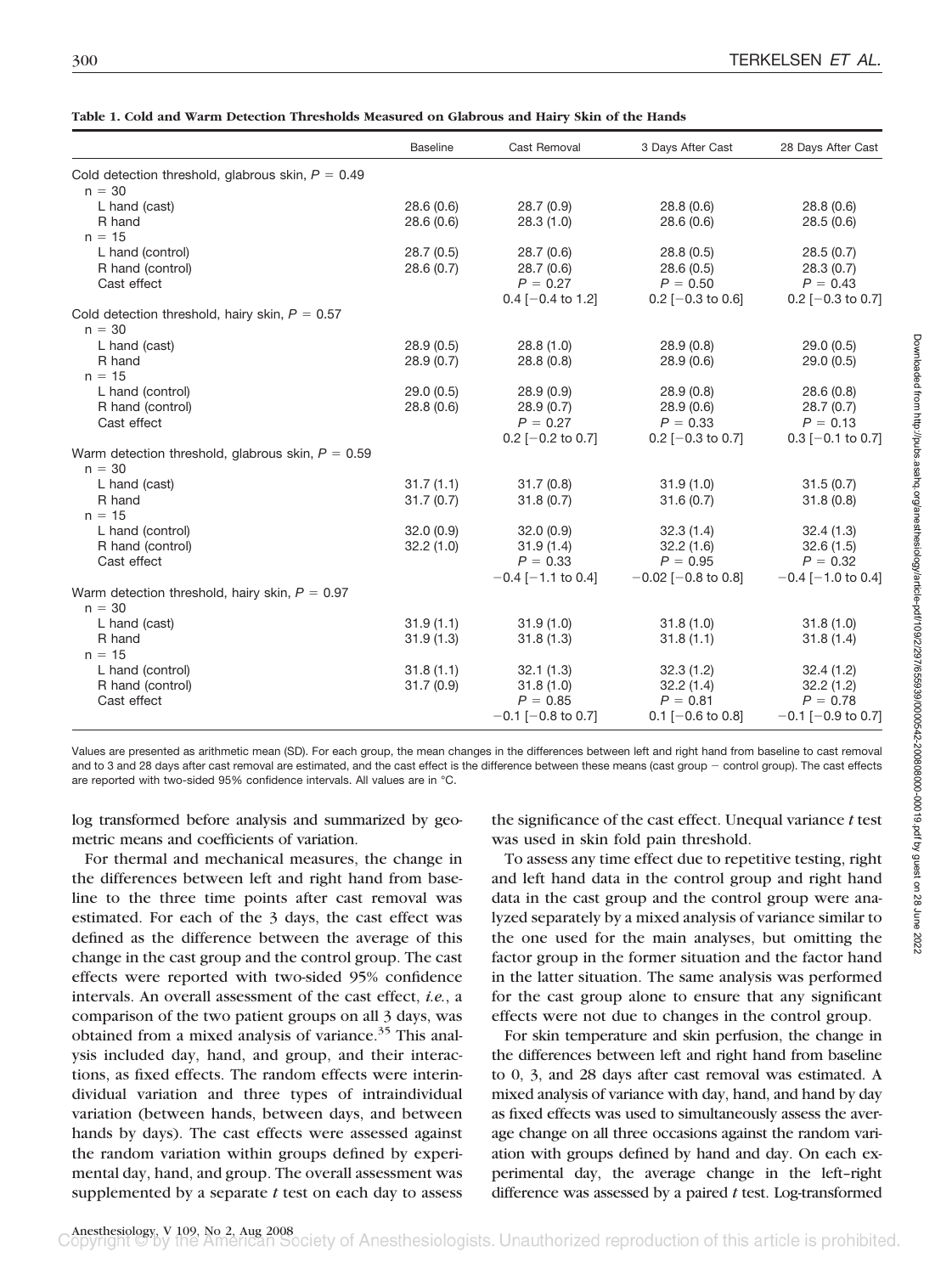**Table 1. Cold and Warm Detection Thresholds Measured on Glabrous and Hairy Skin of the Hands**

| | Baseline | Cast Removal | 3 Days After Cast | 28 Days After Cast |
|---|---|---|---|---|
| Cold detection threshold, glabrous skin, $P = 0.49$ | | | | |
| n = 30 | | | | |
| L hand (cast) | 28.6 (0.6) | 28.7 (0.9) | 28.8 (0.6) | 28.8 (0.6) |
| R hand | 28.6 (0.6) | 28.3 (1.0) | 28.6 (0.6) | 28.5 (0.6) |
| n = 15 | | | | |
| L hand (control) | 28.7 (0.5) | 28.7 (0.6) | 28.8 (0.5) | 28.5 (0.7) |
| R hand (control) | 28.6 (0.7) | 28.7 (0.6) | 28.6 (0.5) | 28.3 (0.7) |
| Cast effect | | $P = 0.27$ | $P = 0.50$ | $P = 0.43$ |
| | | 0.4 [−0.4 to 1.2] | 0.2 [−0.3 to 0.6] | 0.2 [−0.3 to 0.7] |
| Cold detection threshold, hairy skin, $P = 0.57$ | | | | |
| n = 30 | | | | |
| L hand (cast) | 28.9 (0.5) | 28.8 (1.0) | 28.9 (0.8) | 29.0 (0.5) |
| R hand | 28.9 (0.7) | 28.8 (0.8) | 28.9 (0.6) | 29.0 (0.5) |
| n = 15 | | | | |
| L hand (control) | 29.0 (0.5) | 28.9 (0.9) | 28.9 (0.8) | 28.6 (0.8) |
| R hand (control) | 28.8 (0.6) | 28.9 (0.7) | 28.9 (0.6) | 28.7 (0.7) |
| Cast effect | | $P = 0.27$ | $P = 0.33$ | $P = 0.13$ |
| | | 0.2 [−0.2 to 0.7] | 0.2 [−0.3 to 0.7] | 0.3 [−0.1 to 0.7] |
| Warm detection threshold, glabrous skin, $P = 0.59$ | | | | |
| n = 30 | | | | |
| L hand (cast) | 31.7 (1.1) | 31.7 (0.8) | 31.9 (1.0) | 31.5 (0.7) |
| R hand | 31.7 (0.7) | 31.8 (0.7) | 31.6 (0.7) | 31.8 (0.8) |
| n = 15 | | | | |
| L hand (control) | 32.0 (0.9) | 32.0 (0.9) | 32.3 (1.4) | 32.4 (1.3) |
| R hand (control) | 32.2 (1.0) | 31.9 (1.4) | 32.2 (1.6) | 32.6 (1.5) |
| Cast effect | | $P = 0.33$ | $P = 0.95$ | $P = 0.32$ |
| | | −0.4 [−1.1 to 0.4] | −0.02 [−0.8 to 0.8] | −0.4 [−1.0 to 0.4] |
| Warm detection threshold, hairy skin, $P = 0.97$ | | | | |
| n = 30 | | | | |
| L hand (cast) | 31.9 (1.1) | 31.9 (1.0) | 31.8 (1.0) | 31.8 (1.0) |
| R hand | 31.9 (1.3) | 31.8 (1.3) | 31.8 (1.1) | 31.8 (1.4) |
| n = 15 | | | | |
| L hand (control) | 31.8 (1.1) | 32.1 (1.3) | 32.3 (1.2) | 32.4 (1.2) |
| R hand (control) | 31.7 (0.9) | 31.8 (1.0) | 32.2 (1.4) | 32.2 (1.2) |
| Cast effect | | $P = 0.85$ | $P = 0.81$ | $P = 0.78$ |
| | | −0.1 [−0.8 to 0.7] | 0.1 [−0.6 to 0.8] | −0.1 [−0.9 to 0.7] |

Values are presented as arithmetic mean (SD). For each group, the mean changes in the differences between left and right hand from baseline to cast removal and to 3 and 28 days after cast removal are estimated, and the cast effect is the difference between these means (cast group − control group). The cast effects are reported with two-sided 95% confidence intervals. All values are in °C.

log transformed before analysis and summarized by geometric means and coefficients of variation.

For thermal and mechanical measures, the change in the differences between left and right hand from baseline to the three time points after cast removal was estimated. For each of the 3 days, the cast effect was defined as the difference between the average of this change in the cast group and the control group. The cast effects were reported with two-sided 95% confidence intervals. An overall assessment of the cast effect, *i.e.*, a comparison of the two patient groups on all 3 days, was obtained from a mixed analysis of variance.[35] This analysis included day, hand, and group, and their interactions, as fixed effects. The random effects were interindividual variation and three types of intraindividual variation (between hands, between days, and between hands by days). The cast effects were assessed against the random variation within groups defined by experimental day, hand, and group. The overall assessment was supplemented by a separate *t* test on each day to assess the significance of the cast effect. Unequal variance *t* test was used in skin fold pain threshold.

To assess any time effect due to repetitive testing, right and left hand data in the control group and right hand data in the cast group and the control group were analyzed separately by a mixed analysis of variance similar to the one used for the main analyses, but omitting the factor group in the former situation and the factor hand in the latter situation. The same analysis was performed for the cast group alone to ensure that any significant effects were not due to changes in the control group.

For skin temperature and skin perfusion, the change in the differences between left and right hand from baseline to 0, 3, and 28 days after cast removal was estimated. A mixed analysis of variance with day, hand, and hand by day as fixed effects was used to simultaneously assess the average change on all three occasions against the random variation with groups defined by hand and day. On each experimental day, the average change in the left–right difference was assessed by a paired *t* test. Log-transformed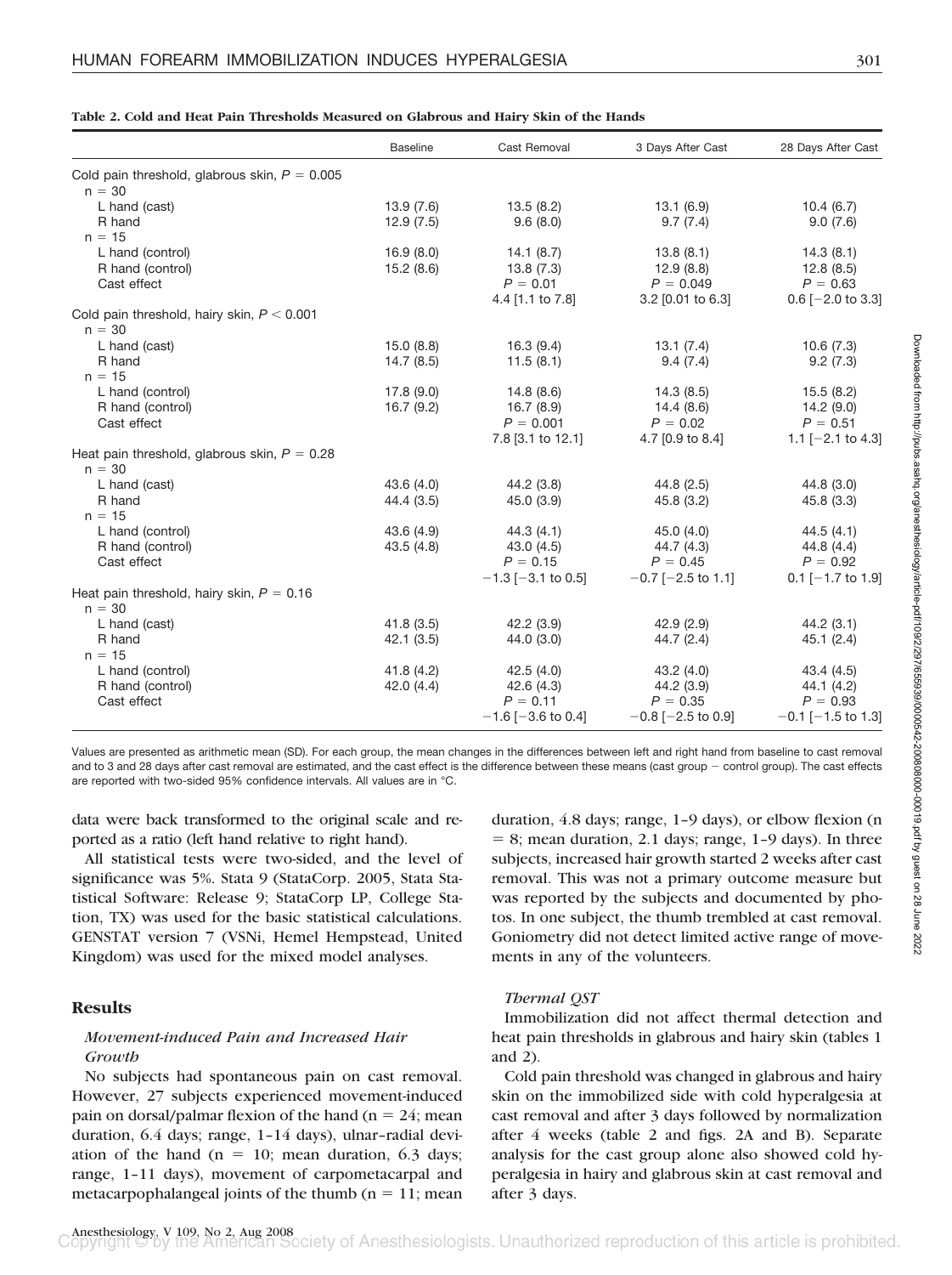**Table 2. Cold and Heat Pain Thresholds Measured on Glabrous and Hairy Skin of the Hands**

| | Baseline | Cast Removal | 3 Days After Cast | 28 Days After Cast |
|---|---|---|---|---|
| Cold pain threshold, glabrous skin, $P$ = 0.005 | | | | |
| n = 30 | | | | |
| L hand (cast) | 13.9 (7.6) | 13.5 (8.2) | 13.1 (6.9) | 10.4 (6.7) |
| R hand | 12.9 (7.5) | 9.6 (8.0) | 9.7 (7.4) | 9.0 (7.6) |
| n = 15 | | | | |
| L hand (control) | 16.9 (8.0) | 14.1 (8.7) | 13.8 (8.1) | 14.3 (8.1) |
| R hand (control) | 15.2 (8.6) | 13.8 (7.3) | 12.9 (8.8) | 12.8 (8.5) |
| Cast effect | | $P$ = 0.01 | $P$ = 0.049 | $P$ = 0.63 |
| | | 4.4 [1.1 to 7.8] | 3.2 [0.01 to 6.3] | 0.6 [−2.0 to 3.3] |
| Cold pain threshold, hairy skin, $P$ < 0.001 | | | | |
| n = 30 | | | | |
| L hand (cast) | 15.0 (8.8) | 16.3 (9.4) | 13.1 (7.4) | 10.6 (7.3) |
| R hand | 14.7 (8.5) | 11.5 (8.1) | 9.4 (7.4) | 9.2 (7.3) |
| n = 15 | | | | |
| L hand (control) | 17.8 (9.0) | 14.8 (8.6) | 14.3 (8.5) | 15.5 (8.2) |
| R hand (control) | 16.7 (9.2) | 16.7 (8.9) | 14.4 (8.6) | 14.2 (9.0) |
| Cast effect | | $P$ = 0.001 | $P$ = 0.02 | $P$ = 0.51 |
| | | 7.8 [3.1 to 12.1] | 4.7 [0.9 to 8.4] | 1.1 [−2.1 to 4.3] |
| Heat pain threshold, glabrous skin, $P$ = 0.28 | | | | |
| n = 30 | | | | |
| L hand (cast) | 43.6 (4.0) | 44.2 (3.8) | 44.8 (2.5) | 44.8 (3.0) |
| R hand | 44.4 (3.5) | 45.0 (3.9) | 45.8 (3.2) | 45.8 (3.3) |
| n = 15 | | | | |
| L hand (control) | 43.6 (4.9) | 44.3 (4.1) | 45.0 (4.0) | 44.5 (4.1) |
| R hand (control) | 43.5 (4.8) | 43.0 (4.5) | 44.7 (4.3) | 44.8 (4.4) |
| Cast effect | | $P$ = 0.15 | $P$ = 0.45 | $P$ = 0.92 |
| | | −1.3 [−3.1 to 0.5] | −0.7 [−2.5 to 1.1] | 0.1 [−1.7 to 1.9] |
| Heat pain threshold, hairy skin, $P$ = 0.16 | | | | |
| n = 30 | | | | |
| L hand (cast) | 41.8 (3.5) | 42.2 (3.9) | 42.9 (2.9) | 44.2 (3.1) |
| R hand | 42.1 (3.5) | 44.0 (3.0) | 44.7 (2.4) | 45.1 (2.4) |
| n = 15 | | | | |
| L hand (control) | 41.8 (4.2) | 42.5 (4.0) | 43.2 (4.0) | 43.4 (4.5) |
| R hand (control) | 42.0 (4.4) | 42.6 (4.3) | 44.2 (3.9) | 44.1 (4.2) |
| Cast effect | | $P$ = 0.11 | $P$ = 0.35 | $P$ = 0.93 |
| | | −1.6 [−3.6 to 0.4] | −0.8 [−2.5 to 0.9] | −0.1 [−1.5 to 1.3] |

Values are presented as arithmetic mean (SD). For each group, the mean changes in the differences between left and right hand from baseline to cast removal and to 3 and 28 days after cast removal are estimated, and the cast effect is the difference between these means (cast group − control group). The cast effects are reported with two-sided 95% confidence intervals. All values are in °C.

data were back transformed to the original scale and reported as a ratio (left hand relative to right hand).

All statistical tests were two-sided, and the level of significance was 5%. Stata 9 (StataCorp. 2005, Stata Statistical Software: Release 9; StataCorp LP, College Station, TX) was used for the basic statistical calculations. GENSTAT version 7 (VSNi, Hemel Hempstead, United Kingdom) was used for the mixed model analyses.

## Results

### *Movement-induced Pain and Increased Hair Growth*

No subjects had spontaneous pain on cast removal. However, 27 subjects experienced movement-induced pain on dorsal/palmar flexion of the hand (n = 24; mean duration, 6.4 days; range, 1–14 days), ulnar–radial deviation of the hand (n = 10; mean duration, 6.3 days; range, 1–11 days), movement of carpometacarpal and metacarpophalangeal joints of the thumb (n = 11; mean duration, 4.8 days; range, 1–9 days), or elbow flexion (n = 8; mean duration, 2.1 days; range, 1–9 days). In three subjects, increased hair growth started 2 weeks after cast removal. This was not a primary outcome measure but was reported by the subjects and documented by photos. In one subject, the thumb trembled at cast removal. Goniometry did not detect limited active range of movements in any of the volunteers.

### *Thermal QST*

Immobilization did not affect thermal detection and heat pain thresholds in glabrous and hairy skin (tables 1 and 2).

Cold pain threshold was changed in glabrous and hairy skin on the immobilized side with cold hyperalgesia at cast removal and after 3 days followed by normalization after 4 weeks (table 2 and figs. 2A and B). Separate analysis for the cast group alone also showed cold hyperalgesia in hairy and glabrous skin at cast removal and after 3 days.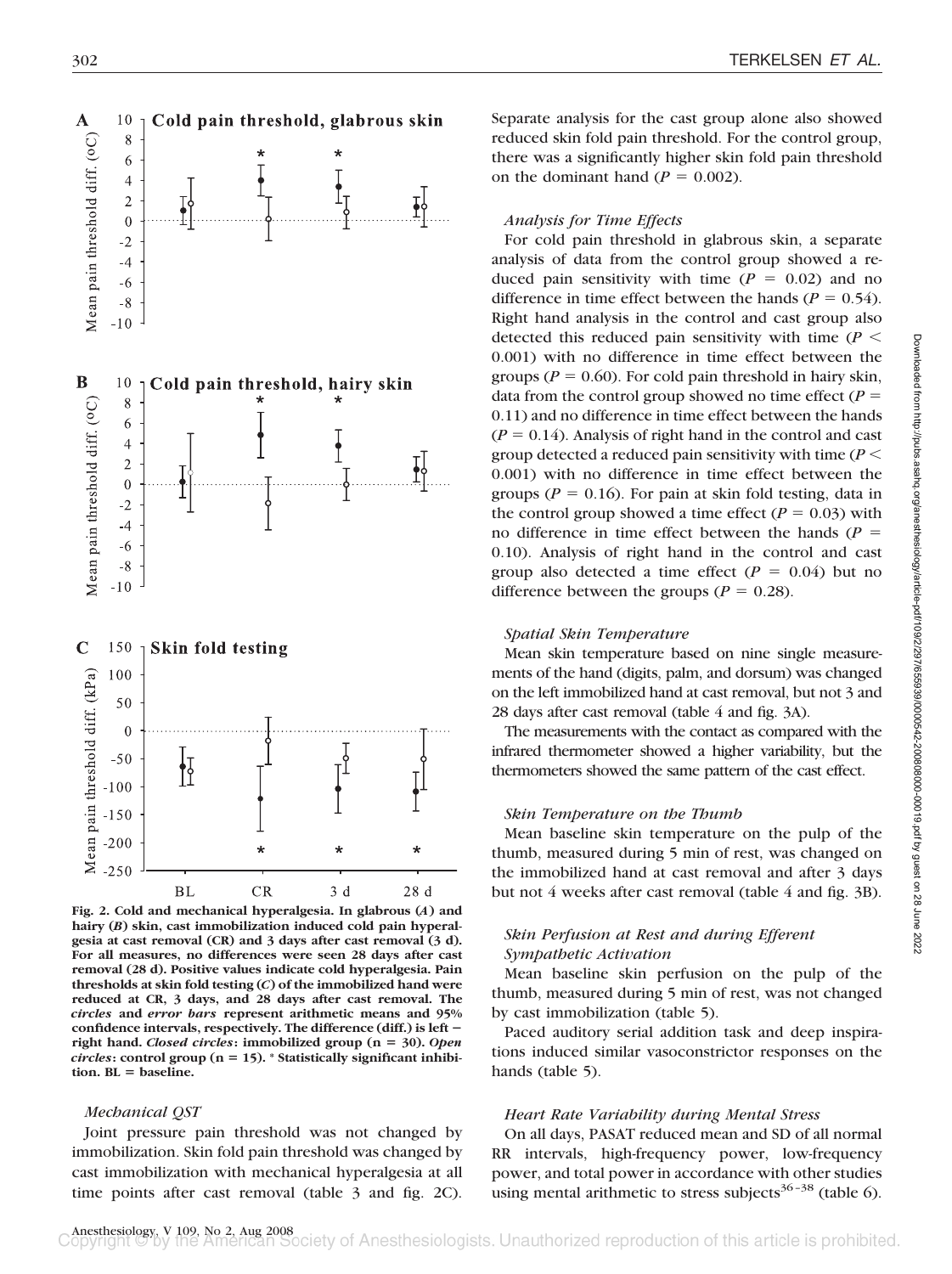Fig. 2. Cold and mechanical hyperalgesia. In glabrous (*A*) and hairy (*B*) skin, cast immobilization induced cold pain hyperalgesia at cast removal (CR) and 3 days after cast removal (3 d). For all measures, no differences were seen 28 days after cast removal (28 d). Positive values indicate cold hyperalgesia. Pain thresholds at skin fold testing (*C*) of the immobilized hand were reduced at CR, 3 days, and 28 days after cast removal. The *circles* and *error bars* represent arithmetic means and 95% confidence intervals, respectively. The difference (diff.) is left − right hand. *Closed circles*: immobilized group (n = 30). *Open circles*: control group (n = 15). * Statistically significant inhibition. BL = baseline.

*Mechanical QST*

Joint pressure pain threshold was not changed by immobilization. Skin fold pain threshold was changed by cast immobilization with mechanical hyperalgesia at all time points after cast removal (table 3 and fig. 2C). Separate analysis for the cast group alone also showed reduced skin fold pain threshold. For the control group, there was a significantly higher skin fold pain threshold on the dominant hand ($P = 0.002$).

*Analysis for Time Effects*

For cold pain threshold in glabrous skin, a separate analysis of data from the control group showed a reduced pain sensitivity with time ($P = 0.02$) and no difference in time effect between the hands ($P = 0.54$). Right hand analysis in the control and cast group also detected this reduced pain sensitivity with time ($P < 0.001$) with no difference in time effect between the groups ($P = 0.60$). For cold pain threshold in hairy skin, data from the control group showed no time effect ($P = 0.11$) and no difference in time effect between the hands ($P = 0.14$). Analysis of right hand in the control and cast group detected a reduced pain sensitivity with time ($P < 0.001$) with no difference in time effect between the groups ($P = 0.16$). For pain at skin fold testing, data in the control group showed a time effect ($P = 0.03$) with no difference in time effect between the hands ($P = 0.10$). Analysis of right hand in the control and cast group also detected a time effect ($P = 0.04$) but no difference between the groups ($P = 0.28$).

*Spatial Skin Temperature*

Mean skin temperature based on nine single measurements of the hand (digits, palm, and dorsum) was changed on the left immobilized hand at cast removal, but not 3 and 28 days after cast removal (table 4 and fig. 3A).

The measurements with the contact as compared with the infrared thermometer showed a higher variability, but the thermometers showed the same pattern of the cast effect.

*Skin Temperature on the Thumb*

Mean baseline skin temperature on the pulp of the thumb, measured during 5 min of rest, was changed on the immobilized hand at cast removal and after 3 days but not 4 weeks after cast removal (table 4 and fig. 3B).

*Skin Perfusion at Rest and during Efferent Sympathetic Activation*

Mean baseline skin perfusion on the pulp of the thumb, measured during 5 min of rest, was not changed by cast immobilization (table 5).

Paced auditory serial addition task and deep inspirations induced similar vasoconstrictor responses on the hands (table 5).

*Heart Rate Variability during Mental Stress*

On all days, PASAT reduced mean and SD of all normal RR intervals, high-frequency power, low-frequency power, and total power in accordance with other studies using mental arithmetic to stress subjects[36–38] (table 6).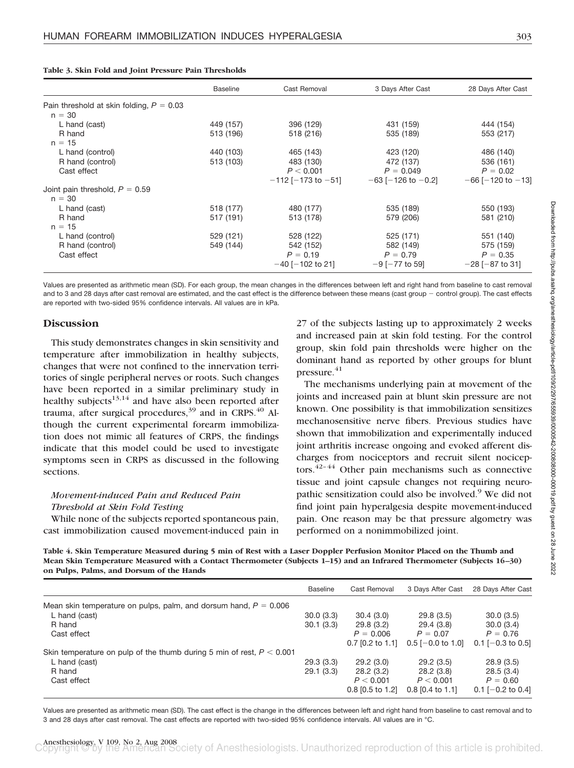**Table 3. Skin Fold and Joint Pressure Pain Thresholds**

| | Baseline | Cast Removal | 3 Days After Cast | 28 Days After Cast |
|---|---|---|---|---|
| Pain threshold at skin folding, $P = 0.03$ | | | | |
| $n = 30$ | | | | |
| L hand (cast) | 449 (157) | 396 (129) | 431 (159) | 444 (154) |
| R hand | 513 (196) | 518 (216) | 535 (189) | 553 (217) |
| $n = 15$ | | | | |
| L hand (control) | 440 (103) | 465 (143) | 423 (120) | 486 (140) |
| R hand (control) | 513 (103) | 483 (130) | 472 (137) | 536 (161) |
| Cast effect | | $P < 0.001$ | $P = 0.049$ | $P = 0.02$ |
| | | −112 [−173 to −51] | −63 [−126 to −0.2] | −66 [−120 to −13] |
| Joint pain threshold, $P = 0.59$ | | | | |
| $n = 30$ | | | | |
| L hand (cast) | 518 (177) | 480 (177) | 535 (189) | 550 (193) |
| R hand | 517 (191) | 513 (178) | 579 (206) | 581 (210) |
| $n = 15$ | | | | |
| L hand (control) | 529 (121) | 528 (122) | 525 (171) | 551 (140) |
| R hand (control) | 549 (144) | 542 (152) | 582 (149) | 575 (159) |
| Cast effect | | $P = 0.19$ | $P = 0.79$ | $P = 0.35$ |
| | | −40 [−102 to 21] | −9 [−77 to 59] | −28 [−87 to 31] |

Values are presented as arithmetic mean (SD). For each group, the mean changes in the differences between left and right hand from baseline to cast removal and to 3 and 28 days after cast removal are estimated, and the cast effect is the difference between these means (cast group − control group). The cast effects are reported with two-sided 95% confidence intervals. All values are in kPa.

## Discussion

This study demonstrates changes in skin sensitivity and temperature after immobilization in healthy subjects, changes that were not confined to the innervation territories of single peripheral nerves or roots. Such changes have been reported in a similar preliminary study in healthy subjects[13,14] and have also been reported after trauma, after surgical procedures,[39] and in CRPS.[40] Although the current experimental forearm immobilization does not mimic all features of CRPS, the findings indicate that this model could be used to investigate symptoms seen in CRPS as discussed in the following sections.

### *Movement-induced Pain and Reduced Pain Threshold at Skin Fold Testing*

While none of the subjects reported spontaneous pain, cast immobilization caused movement-induced pain in 27 of the subjects lasting up to approximately 2 weeks and increased pain at skin fold testing. For the control group, skin fold pain thresholds were higher on the dominant hand as reported by other groups for blunt pressure.[41]

The mechanisms underlying pain at movement of the joints and increased pain at blunt skin pressure are not known. One possibility is that immobilization sensitizes mechanosensitive nerve fibers. Previous studies have shown that immobilization and experimentally induced joint arthritis increase ongoing and evoked afferent discharges from nociceptors and recruit silent nociceptors.[42–44] Other pain mechanisms such as connective tissue and joint capsule changes not requiring neuropathic sensitization could also be involved.[9] We did not find joint pain hyperalgesia despite movement-induced pain. One reason may be that pressure algometry was performed on a nonimmobilized joint.

**Table 4. Skin Temperature Measured during 5 min of Rest with a Laser Doppler Perfusion Monitor Placed on the Thumb and Mean Skin Temperature Measured with a Contact Thermometer (Subjects 1–15) and an Infrared Thermometer (Subjects 16–30) on Pulps, Palms, and Dorsum of the Hands**

| | Baseline | Cast Removal | 3 Days After Cast | 28 Days After Cast |
|---|---|---|---|---|
| Mean skin temperature on pulps, palm, and dorsum hand, $P = 0.006$ | | | | |
| L hand (cast) | 30.0 (3.3) | 30.4 (3.0) | 29.8 (3.5) | 30.0 (3.5) |
| R hand | 30.1 (3.3) | 29.8 (3.2) | 29.4 (3.8) | 30.0 (3.4) |
| Cast effect | | $P = 0.006$ | $P = 0.07$ | $P = 0.76$ |
| | | 0.7 [0.2 to 1.1] | 0.5 [−0.0 to 1.0] | 0.1 [−0.3 to 0.5] |
| Skin temperature on pulp of the thumb during 5 min of rest, $P < 0.001$ | | | | |
| L hand (cast) | 29.3 (3.3) | 29.2 (3.0) | 29.2 (3.5) | 28.9 (3.5) |
| R hand | 29.1 (3.3) | 28.2 (3.2) | 28.2 (3.8) | 28.5 (3.4) |
| Cast effect | | $P < 0.001$ | $P < 0.001$ | $P = 0.60$ |
| | | 0.8 [0.5 to 1.2] | 0.8 [0.4 to 1.1] | 0.1 [−0.2 to 0.4] |

Values are presented as arithmetic mean (SD). The cast effect is the change in the differences between left and right hand from baseline to cast removal and to 3 and 28 days after cast removal. The cast effects are reported with two-sided 95% confidence intervals. All values are in °C.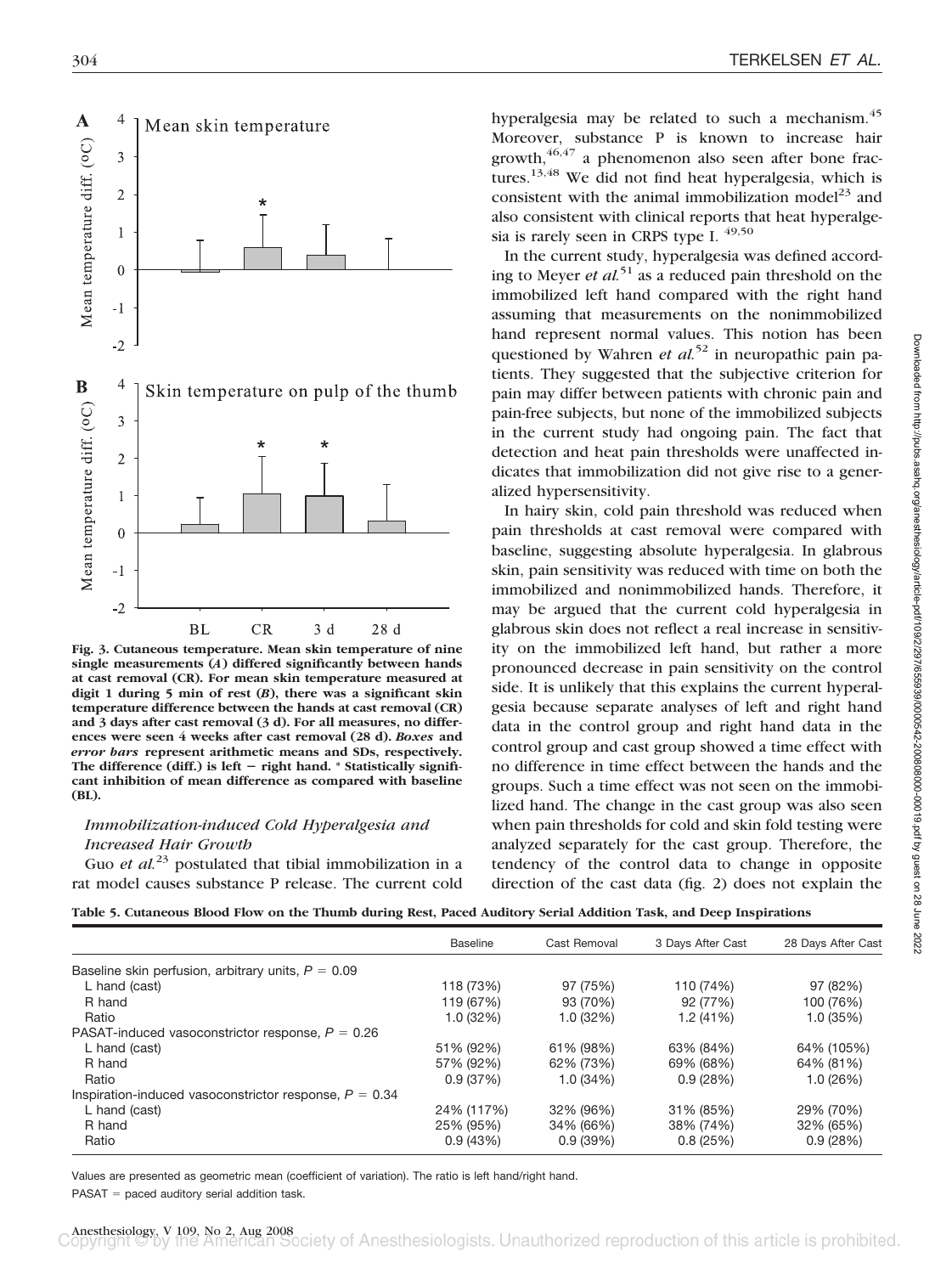**Fig. 3. Cutaneous temperature. Mean skin temperature of nine single measurements (*A*) differed significantly between hands at cast removal (CR). For mean skin temperature measured at digit 1 during 5 min of rest (*B*), there was a significant skin temperature difference between the hands at cast removal (CR) and 3 days after cast removal (3 d). For all measures, no differences were seen 4 weeks after cast removal (28 d). *Boxes* and *error bars* represent arithmetic means and SDs, respectively. The difference (diff.) is left − right hand. * Statistically significant inhibition of mean difference as compared with baseline (BL).**

### *Immobilization-induced Cold Hyperalgesia and Increased Hair Growth*

Guo *et al.*[23] postulated that tibial immobilization in a rat model causes substance P release. The current cold hyperalgesia may be related to such a mechanism.[45] Moreover, substance P is known to increase hair growth,[46,47] a phenomenon also seen after bone fractures.[13,48] We did not find heat hyperalgesia, which is consistent with the animal immobilization model[23] and also consistent with clinical reports that heat hyperalgesia is rarely seen in CRPS type I.[49,50]

In the current study, hyperalgesia was defined according to Meyer *et al.*[51] as a reduced pain threshold on the immobilized left hand compared with the right hand assuming that measurements on the nonimmobilized hand represent normal values. This notion has been questioned by Wahren *et al.*[52] in neuropathic pain patients. They suggested that the subjective criterion for pain may differ between patients with chronic pain and pain-free subjects, but none of the immobilized subjects in the current study had ongoing pain. The fact that detection and heat pain thresholds were unaffected indicates that immobilization did not give rise to a generalized hypersensitivity.

In hairy skin, cold pain threshold was reduced when pain thresholds at cast removal were compared with baseline, suggesting absolute hyperalgesia. In glabrous skin, pain sensitivity was reduced with time on both the immobilized and nonimmobilized hands. Therefore, it may be argued that the current cold hyperalgesia in glabrous skin does not reflect a real increase in sensitivity on the immobilized left hand, but rather a more pronounced decrease in pain sensitivity on the control side. It is unlikely that this explains the current hyperalgesia because separate analyses of left and right hand data in the control group and right hand data in the control group and cast group showed a time effect with no difference in time effect between the hands and the groups. Such a time effect was not seen on the immobilized hand. The change in the cast group was also seen when pain thresholds for cold and skin fold testing were analyzed separately for the cast group. Therefore, the tendency of the control data to change in opposite direction of the cast data (fig. 2) does not explain the

**Table 5. Cutaneous Blood Flow on the Thumb during Rest, Paced Auditory Serial Addition Task, and Deep Inspirations**

| | Baseline | Cast Removal | 3 Days After Cast | 28 Days After Cast |
|---|---|---|---|---|
| Baseline skin perfusion, arbitrary units, $P = 0.09$ | | | | |
| L hand (cast) | 118 (73%) | 97 (75%) | 110 (74%) | 97 (82%) |
| R hand | 119 (67%) | 93 (70%) | 92 (77%) | 100 (76%) |
| Ratio | 1.0 (32%) | 1.0 (32%) | 1.2 (41%) | 1.0 (35%) |
| PASAT-induced vasoconstrictor response, $P = 0.26$ | | | | |
| L hand (cast) | 51% (92%) | 61% (98%) | 63% (84%) | 64% (105%) |
| R hand | 57% (92%) | 62% (73%) | 69% (68%) | 64% (81%) |
| Ratio | 0.9 (37%) | 1.0 (34%) | 0.9 (28%) | 1.0 (26%) |
| Inspiration-induced vasoconstrictor response, $P = 0.34$ | | | | |
| L hand (cast) | 24% (117%) | 32% (96%) | 31% (85%) | 29% (70%) |
| R hand | 25% (95%) | 34% (66%) | 38% (74%) | 32% (65%) |
| Ratio | 0.9 (43%) | 0.9 (39%) | 0.8 (25%) | 0.9 (28%) |

Values are presented as geometric mean (coefficient of variation). The ratio is left hand/right hand.

PASAT = paced auditory serial addition task.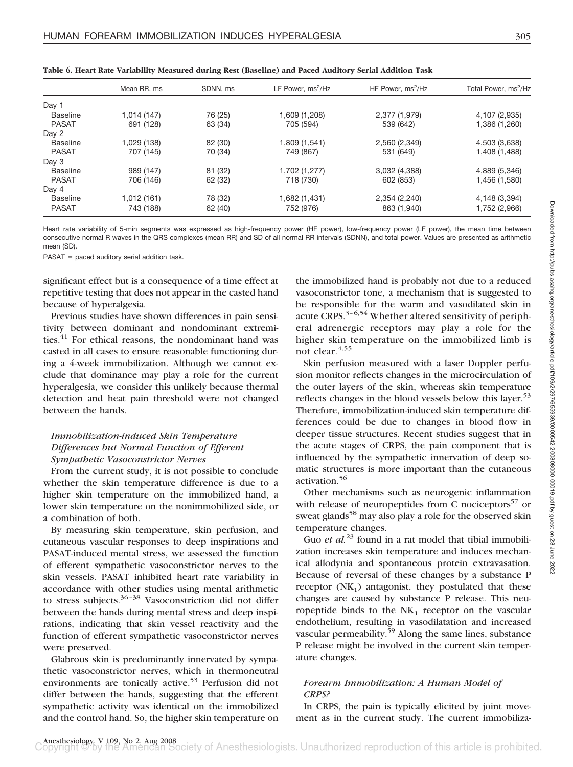**Table 6. Heart Rate Variability Measured during Rest (Baseline) and Paced Auditory Serial Addition Task**

| | Mean RR, ms | SDNN, ms | LF Power, ms$^2$/Hz | HF Power, ms$^2$/Hz | Total Power, ms$^2$/Hz |
|---|---|---|---|---|---|
| Day 1 | | | | | |
| Baseline | 1,014 (147) | 76 (25) | 1,609 (1,208) | 2,377 (1,979) | 4,107 (2,935) |
| PASAT | 691 (128) | 63 (34) | 705 (594) | 539 (642) | 1,386 (1,260) |
| Day 2 | | | | | |
| Baseline | 1,029 (138) | 82 (30) | 1,809 (1,541) | 2,560 (2,349) | 4,503 (3,638) |
| PASAT | 707 (145) | 70 (34) | 749 (867) | 531 (649) | 1,408 (1,488) |
| Day 3 | | | | | |
| Baseline | 989 (147) | 81 (32) | 1,702 (1,277) | 3,032 (4,388) | 4,889 (5,346) |
| PASAT | 706 (146) | 62 (32) | 718 (730) | 602 (853) | 1,456 (1,580) |
| Day 4 | | | | | |
| Baseline | 1,012 (161) | 78 (32) | 1,682 (1,431) | 2,354 (2,240) | 4,148 (3,394) |
| PASAT | 743 (188) | 62 (40) | 752 (976) | 863 (1,940) | 1,752 (2,966) |

Heart rate variability of 5-min segments was expressed as high-frequency power (HF power), low-frequency power (LF power), the mean time between consecutive normal R waves in the QRS complexes (mean RR) and SD of all normal RR intervals (SDNN), and total power. Values are presented as arithmetic mean (SD).

PASAT = paced auditory serial addition task.

significant effect but is a consequence of a time effect at repetitive testing that does not appear in the casted hand because of hyperalgesia.

Previous studies have shown differences in pain sensitivity between dominant and nondominant extremities.[41] For ethical reasons, the nondominant hand was casted in all cases to ensure reasonable functioning during a 4-week immobilization. Although we cannot exclude that dominance may play a role for the current hyperalgesia, we consider this unlikely because thermal detection and heat pain threshold were not changed between the hands.

### *Immobilization-induced Skin Temperature Differences but Normal Function of Efferent Sympathetic Vasoconstrictor Nerves*

From the current study, it is not possible to conclude whether the skin temperature difference is due to a higher skin temperature on the immobilized hand, a lower skin temperature on the nonimmobilized side, or a combination of both.

By measuring skin temperature, skin perfusion, and cutaneous vascular responses to deep inspirations and PASAT-induced mental stress, we assessed the function of efferent sympathetic vasoconstrictor nerves to the skin vessels. PASAT inhibited heart rate variability in accordance with other studies using mental arithmetic to stress subjects.[36–38] Vasoconstriction did not differ between the hands during mental stress and deep inspirations, indicating that skin vessel reactivity and the function of efferent sympathetic vasoconstrictor nerves were preserved.

Glabrous skin is predominantly innervated by sympathetic vasoconstrictor nerves, which in thermoneutral environments are tonically active.[53] Perfusion did not differ between the hands, suggesting that the efferent sympathetic activity was identical on the immobilized and the control hand. So, the higher skin temperature on the immobilized hand is probably not due to a reduced vasoconstrictor tone, a mechanism that is suggested to be responsible for the warm and vasodilated skin in acute CRPS.[3–6,54] Whether altered sensitivity of peripheral adrenergic receptors may play a role for the higher skin temperature on the immobilized limb is not clear.[4,55]

Skin perfusion measured with a laser Doppler perfusion monitor reflects changes in the microcirculation of the outer layers of the skin, whereas skin temperature reflects changes in the blood vessels below this layer.[53] Therefore, immobilization-induced skin temperature differences could be due to changes in blood flow in deeper tissue structures. Recent studies suggest that in the acute stages of CRPS, the pain component that is influenced by the sympathetic innervation of deep somatic structures is more important than the cutaneous activation.[56]

Other mechanisms such as neurogenic inflammation with release of neuropeptides from C nociceptors[57] or sweat glands[58] may also play a role for the observed skin temperature changes.

Guo *et al.*[23] found in a rat model that tibial immobilization increases skin temperature and induces mechanical allodynia and spontaneous protein extravasation. Because of reversal of these changes by a substance P receptor ($NK_1$) antagonist, they postulated that these changes are caused by substance P release. This neuropeptide binds to the $NK_1$ receptor on the vascular endothelium, resulting in vasodilatation and increased vascular permeability.[59] Along the same lines, substance P release might be involved in the current skin temperature changes.

### *Forearm Immobilization: A Human Model of CRPS?*

In CRPS, the pain is typically elicited by joint movement as in the current study. The current immobiliza-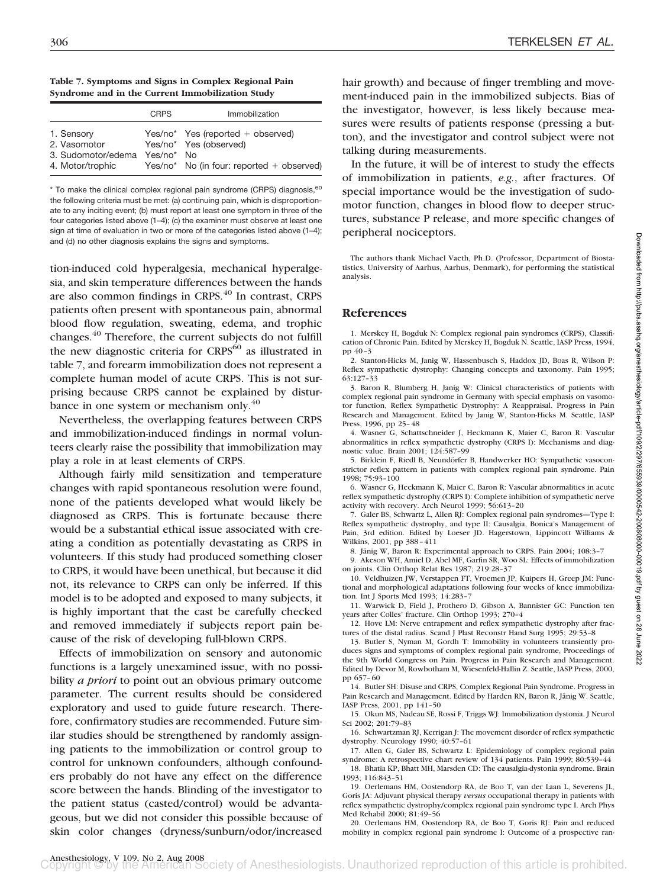**Table 7. Symptoms and Signs in Complex Regional Pain Syndrome and in the Current Immobilization Study**

| | CRPS | Immobilization |
|---|---|---|
| 1. Sensory | Yes/no* | Yes (reported + observed) |
| 2. Vasomotor | Yes/no* | Yes (observed) |
| 3. Sudomotor/edema | Yes/no* | No |
| 4. Motor/trophic | Yes/no* | No (in four: reported + observed) |

* To make the clinical complex regional pain syndrome (CRPS) diagnosis,[60] the following criteria must be met: (a) continuing pain, which is disproportionate to any inciting event; (b) must report at least one symptom in three of the four categories listed above (1–4); (c) the examiner must observe at least one sign at time of evaluation in two or more of the categories listed above (1–4); and (d) no other diagnosis explains the signs and symptoms.

tion-induced cold hyperalgesia, mechanical hyperalgesia, and skin temperature differences between the hands are also common findings in CRPS.[40] In contrast, CRPS patients often present with spontaneous pain, abnormal blood flow regulation, sweating, edema, and trophic changes.[40] Therefore, the current subjects do not fulfill the new diagnostic criteria for CRPS[60] as illustrated in table 7, and forearm immobilization does not represent a complete human model of acute CRPS. This is not surprising because CRPS cannot be explained by disturbance in one system or mechanism only.[40]

Nevertheless, the overlapping features between CRPS and immobilization-induced findings in normal volunteers clearly raise the possibility that immobilization may play a role in at least elements of CRPS.

Although fairly mild sensitization and temperature changes with rapid spontaneous resolution were found, none of the patients developed what would likely be diagnosed as CRPS. This is fortunate because there would be a substantial ethical issue associated with creating a condition as potentially devastating as CRPS in volunteers. If this study had produced something closer to CRPS, it would have been unethical, but because it did not, its relevance to CRPS can only be inferred. If this model is to be adopted and exposed to many subjects, it is highly important that the cast be carefully checked and removed immediately if subjects report pain because of the risk of developing full-blown CRPS.

Effects of immobilization on sensory and autonomic functions is a largely unexamined issue, with no possibility *a priori* to point out an obvious primary outcome parameter. The current results should be considered exploratory and used to guide future research. Therefore, confirmatory studies are recommended. Future similar studies should be strengthened by randomly assigning patients to the immobilization or control group to control for unknown confounders, although confounders probably do not have any effect on the difference score between the hands. Blinding of the investigator to the patient status (casted/control) would be advantageous, but we did not consider this possible because of skin color changes (dryness/sunburn/odor/increased hair growth) and because of finger trembling and movement-induced pain in the immobilized subjects. Bias of the investigator, however, is less likely because measures were results of patients response (pressing a button), and the investigator and control subject were not talking during measurements.

In the future, it will be of interest to study the effects of immobilization in patients, *e.g.*, after fractures. Of special importance would be the investigation of sudomotor function, changes in blood flow to deeper structures, substance P release, and more specific changes of peripheral nociceptors.

The authors thank Michael Vaeth, Ph.D. (Professor, Department of Biostatistics, University of Aarhus, Aarhus, Denmark), for performing the statistical analysis.

## References

1. Merskey H, Bogduk N: Complex regional pain syndromes (CRPS), Classification of Chronic Pain. Edited by Merskey H, Bogduk N. Seattle, IASP Press, 1994, pp 40–3
2. Stanton-Hicks M, Janig W, Hassenbusch S, Haddox JD, Boas R, Wilson P: Reflex sympathetic dystrophy: Changing concepts and taxonomy. Pain 1995; 63:127–33
3. Baron R, Blumberg H, Janig W: Clinical characteristics of patients with complex regional pain syndrome in Germany with special emphasis on vasomotor function, Reflex Sympathetic Dystrophy: A Reappraisal. Progress in Pain Research and Management. Edited by Janig W, Stanton-Hicks M. Seattle, IASP Press, 1996, pp 25–48
4. Wasner G, Schattschneider J, Heckmann K, Maier C, Baron R: Vascular abnormalities in reflex sympathetic dystrophy (CRPS I): Mechanisms and diagnostic value. Brain 2001; 124:587–99
5. Birklein F, Riedl B, Neundörfer B, Handwerker HO: Sympathetic vasoconstrictor reflex pattern in patients with complex regional pain syndrome. Pain 1998; 75:93–100
6. Wasner G, Heckmann K, Maier C, Baron R: Vascular abnormalities in acute reflex sympathetic dystrophy (CRPS I): Complete inhibition of sympathetic nerve activity with recovery. Arch Neurol 1999; 56:613–20
7. Galer BS, Schwartz L, Allen RJ: Complex regional pain syndromes—Type I: Reflex sympathetic dystrophy, and type II: Causalgia, Bonica's Management of Pain, 3rd edition. Edited by Loeser JD. Hagerstown, Lippincott Williams & Wilkins, 2001, pp 388–411
8. Jänig W, Baron R: Experimental approach to CRPS. Pain 2004; 108:3–7
9. Akeson WH, Amiel D, Abel MF, Garfin SR, Woo SL: Effects of immobilization on joints. Clin Orthop Relat Res 1987; 219:28–37
10. Veldhuizen JW, Verstappen FT, Vroemen JP, Kuipers H, Greep JM: Functional and morphological adaptations following four weeks of knee immobilization. Int J Sports Med 1993; 14:283–7
11. Warwick D, Field J, Prothero D, Gibson A, Bannister GC: Function ten years after Colles' fracture. Clin Orthop 1993; 270–4
12. Hove LM: Nerve entrapment and reflex sympathetic dystrophy after fractures of the distal radius. Scand J Plast Reconstr Hand Surg 1995; 29:53–8
13. Butler S, Nyman M, Gordh T: Immobility in volunteers transiently produces signs and symptoms of complex regional pain syndrome, Proceedings of the 9th World Congress on Pain. Progress in Pain Research and Management. Edited by Devor M, Rowbotham M, Wiesenfeld-Hallin Z. Seattle, IASP Press, 2000, pp 657–60
14. Butler SH: Disuse and CRPS, Complex Regional Pain Syndrome. Progress in Pain Research and Management. Edited by Harden RN, Baron R, Jänig W. Seattle, IASP Press, 2001, pp 141–50
15. Okun MS, Nadeau SE, Rossi F, Triggs WJ: Immobilization dystonia. J Neurol Sci 2002; 201:79–83
16. Schwartzman RJ, Kerrigan J: The movement disorder of reflex sympathetic dystrophy. Neurology 1990; 40:57–61
17. Allen G, Galer BS, Schwartz L: Epidemiology of complex regional pain syndrome: A retrospective chart review of 134 patients. Pain 1999; 80:539–44
18. Bhatia KP, Bhatt MH, Marsden CD: The causalgia-dystonia syndrome. Brain 1993; 116:843–51
19. Oerlemans HM, Oostendorp RA, de Boo T, van der Laan L, Severens JL, Goris JA: Adjuvant physical therapy *versus* occupational therapy in patients with reflex sympathetic dystrophy/complex regional pain syndrome type I. Arch Phys Med Rehabil 2000; 81:49–56
20. Oerlemans HM, Oostendorp RA, de Boo T, Goris RJ: Pain and reduced mobility in complex regional pain syndrome I: Outcome of a prospective ran-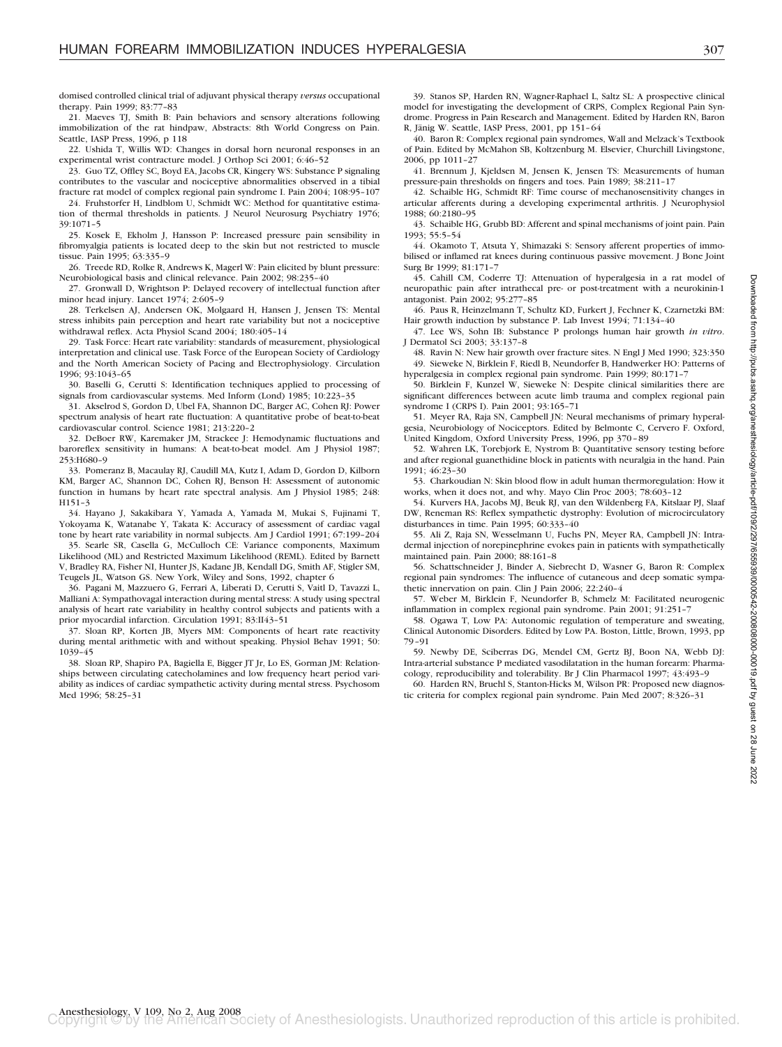domised controlled clinical trial of adjuvant physical therapy *versus* occupational therapy. Pain 1999; 83:77–83

21. Maeves TJ, Smith B: Pain behaviors and sensory alterations following immobilization of the rat hindpaw, Abstracts: 8th World Congress on Pain. Seattle, IASP Press, 1996, p 118

22. Ushida T, Willis WD: Changes in dorsal horn neuronal responses in an experimental wrist contracture model. J Orthop Sci 2001; 6:46–52

23. Guo TZ, Offley SC, Boyd EA, Jacobs CR, Kingery WS: Substance P signaling contributes to the vascular and nociceptive abnormalities observed in a tibial fracture rat model of complex regional pain syndrome I. Pain 2004; 108:95–107

24. Fruhstorfer H, Lindblom U, Schmidt WC: Method for quantitative estimation of thermal thresholds in patients. J Neurol Neurosurg Psychiatry 1976; 39:1071–5

25. Kosek E, Ekholm J, Hansson P: Increased pressure pain sensibility in fibromyalgia patients is located deep to the skin but not restricted to muscle tissue. Pain 1995; 63:335–9

26. Treede RD, Rolke R, Andrews K, Magerl W: Pain elicited by blunt pressure: Neurobiological basis and clinical relevance. Pain 2002; 98:235–40

27. Gronwall D, Wrightson P: Delayed recovery of intellectual function after minor head injury. Lancet 1974; 2:605–9

28. Terkelsen AJ, Andersen OK, Molgaard H, Hansen J, Jensen TS: Mental stress inhibits pain perception and heart rate variability but not a nociceptive withdrawal reflex. Acta Physiol Scand 2004; 180:405–14

29. Task Force: Heart rate variability: standards of measurement, physiological interpretation and clinical use. Task Force of the European Society of Cardiology and the North American Society of Pacing and Electrophysiology. Circulation 1996; 93:1043–65

30. Baselli G, Cerutti S: Identification techniques applied to processing of signals from cardiovascular systems. Med Inform (Lond) 1985; 10:223–35

31. Akselrod S, Gordon D, Ubel FA, Shannon DC, Barger AC, Cohen RJ: Power spectrum analysis of heart rate fluctuation: A quantitative probe of beat-to-beat cardiovascular control. Science 1981; 213:220–2

32. DeBoer RW, Karemaker JM, Strackee J: Hemodynamic fluctuations and baroreflex sensitivity in humans: A beat-to-beat model. Am J Physiol 1987; 253:H680–9

33. Pomeranz B, Macaulay RJ, Caudill MA, Kutz I, Adam D, Gordon D, Kilborn KM, Barger AC, Shannon DC, Cohen RJ, Benson H: Assessment of autonomic function in humans by heart rate spectral analysis. Am J Physiol 1985; 248: H151–3

34. Hayano J, Sakakibara Y, Yamada A, Yamada M, Mukai S, Fujinami T, Yokoyama K, Watanabe Y, Takata K: Accuracy of assessment of cardiac vagal tone by heart rate variability in normal subjects. Am J Cardiol 1991; 67:199–204

35. Searle SR, Casella G, McCulloch CE: Variance components, Maximum Likelihood (ML) and Restricted Maximum Likelihood (REML). Edited by Barnett V, Bradley RA, Fisher NI, Hunter JS, Kadane JB, Kendall DG, Smith AF, Stigler SM, Teugels JL, Watson GS. New York, Wiley and Sons, 1992, chapter 6

36. Pagani M, Mazzuero G, Ferrari A, Liberati D, Cerutti S, Vaitl D, Tavazzi L, Malliani A: Sympathovagal interaction during mental stress: A study using spectral analysis of heart rate variability in healthy control subjects and patients with a prior myocardial infarction. Circulation 1991; 83:II43–51

37. Sloan RP, Korten JB, Myers MM: Components of heart rate reactivity during mental arithmetic with and without speaking. Physiol Behav 1991; 50: 1039–45

38. Sloan RP, Shapiro PA, Bagiella E, Bigger JT Jr, Lo ES, Gorman JM: Relationships between circulating catecholamines and low frequency heart period variability as indices of cardiac sympathetic activity during mental stress. Psychosom Med 1996; 58:25–31

39. Stanos SP, Harden RN, Wagner-Raphael L, Saltz SL: A prospective clinical model for investigating the development of CRPS, Complex Regional Pain Syndrome. Progress in Pain Research and Management. Edited by Harden RN, Baron R, Jänig W. Seattle, IASP Press, 2001, pp 151–64

40. Baron R: Complex regional pain syndromes, Wall and Melzack's Textbook of Pain. Edited by McMahon SB, Koltzenburg M. Elsevier, Churchill Livingstone, 2006, pp 1011–27

41. Brennum J, Kjeldsen M, Jensen K, Jensen TS: Measurements of human pressure-pain thresholds on fingers and toes. Pain 1989; 38:211–17

42. Schaible HG, Schmidt RF: Time course of mechanosensitivity changes in articular afferents during a developing experimental arthritis. J Neurophysiol 1988; 60:2180–95

43. Schaible HG, Grubb BD: Afferent and spinal mechanisms of joint pain. Pain 1993; 55:5–54

44. Okamoto T, Atsuta Y, Shimazaki S: Sensory afferent properties of immobilised or inflamed rat knees during continuous passive movement. J Bone Joint Surg Br 1999; 81:171–7

45. Cahill CM, Coderre TJ: Attenuation of hyperalgesia in a rat model of neuropathic pain after intrathecal pre- or post-treatment with a neurokinin-1 antagonist. Pain 2002; 95:277–85

46. Paus R, Heinzelmann T, Schultz KD, Furkert J, Fechner K, Czarnetzki BM: Hair growth induction by substance P. Lab Invest 1994; 71:134–40

47. Lee WS, Sohn IB: Substance P prolongs human hair growth *in vitro*. J Dermatol Sci 2003; 33:137–8

48. Ravin N: New hair growth over fracture sites. N Engl J Med 1990; 323:350

49. Sieweke N, Birklein F, Riedl B, Neundorfer B, Handwerker HO: Patterns of hyperalgesia in complex regional pain syndrome. Pain 1999; 80:171–7

50. Birklein F, Kunzel W, Sieweke N: Despite clinical similarities there are significant differences between acute limb trauma and complex regional pain syndrome I (CRPS I). Pain 2001; 93:165–71

51. Meyer RA, Raja SN, Campbell JN: Neural mechanisms of primary hyperalgesia, Neurobiology of Nociceptors. Edited by Belmonte C, Cervero F. Oxford, United Kingdom, Oxford University Press, 1996, pp 370–89

52. Wahren LK, Torebjork E, Nystrom B: Quantitative sensory testing before and after regional guanethidine block in patients with neuralgia in the hand. Pain 1991; 46:23–30

53. Charkoudian N: Skin blood flow in adult human thermoregulation: How it works, when it does not, and why. Mayo Clin Proc 2003; 78:603–12

54. Kurvers HA, Jacobs MJ, Beuk RJ, van den Wildenberg FA, Kitslaar PJ, Slaaf DW, Reneman RS: Reflex sympathetic dystrophy: Evolution of microcirculatory disturbances in time. Pain 1995; 60:333–40

55. Ali Z, Raja SN, Wesselmann U, Fuchs PN, Meyer RA, Campbell JN: Intradermal injection of norepinephrine evokes pain in patients with sympathetically maintained pain. Pain 2000; 88:161–8

56. Schattschneider J, Binder A, Siebrecht D, Wasner G, Baron R: Complex regional pain syndromes: The influence of cutaneous and deep somatic sympathetic innervation on pain. Clin J Pain 2006; 22:240–4

57. Weber M, Birklein F, Neundorfer B, Schmelz M: Facilitated neurogenic inflammation in complex regional pain syndrome. Pain 2001; 91:251–7

58. Ogawa T, Low PA: Autonomic regulation of temperature and sweating, Clinical Autonomic Disorders. Edited by Low PA. Boston, Little, Brown, 1993, pp 79–91

59. Newby DE, Sciberras DG, Mendel CM, Gertz BJ, Boon NA, Webb DJ: Intra-arterial substance P mediated vasodilatation in the human forearm: Pharmacology, reproducibility and tolerability. Br J Clin Pharmacol 1997; 43:493–9

60. Harden RN, Bruehl S, Stanton-Hicks M, Wilson PR: Proposed new diagnostic criteria for complex regional pain syndrome. Pain Med 2007; 8:326–31